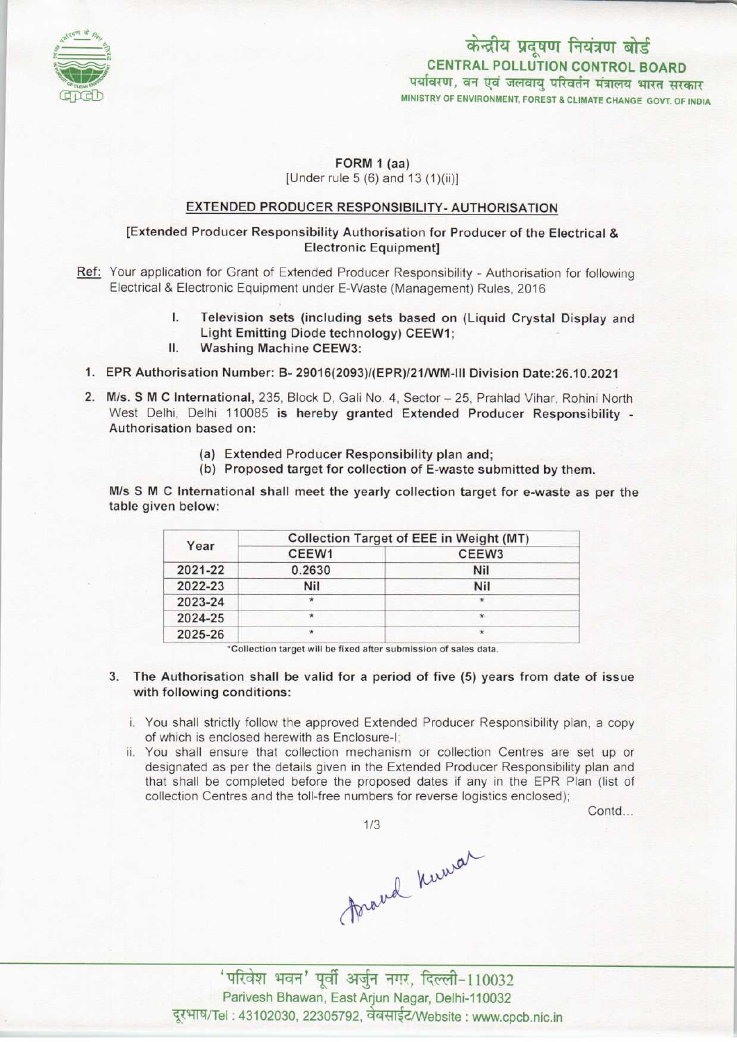केन्द्रीय प्रदूषण नियंत्रण बोर्ड
**CENTRAL POLLUTION CONTROL BOARD**
पर्यावरण, वन एवं जलवायु परिवर्तन मंत्रालय भारत सरकार
MINISTRY OF ENVIRONMENT, FOREST & CLIMATE CHANGE GOVT. OF INDIA

**FORM 1 (aa)**
[Under rule 5 (6) and 13 (1)(ii)]

**EXTENDED PRODUCER RESPONSIBILITY- AUTHORISATION**

**[Extended Producer Responsibility Authorisation for Producer of the Electrical & Electronic Equipment]**

Ref: Your application for Grant of Extended Producer Responsibility - Authorisation for following Electrical & Electronic Equipment under E-Waste (Management) Rules, 2016

I. **Television sets (including sets based on (Liquid Crystal Display and Light Emitting Diode technology) CEEW1;**
II. **Washing Machine CEEW3:**

1. **EPR Authorisation Number: B- 29016(2093)/(EPR)/21/WM-III Division Date:26.10.2021**

2. **M/s. S M C International,** 235, Block D, Gali No. 4, Sector – 25, Prahlad Vihar, Rohini North West Delhi, Delhi 110085 **is hereby granted Extended Producer Responsibility - Authorisation based on:**

   (a) **Extended Producer Responsibility plan and;**
   (b) **Proposed target for collection of E-waste submitted by them.**

**M/s S M C International shall meet the yearly collection target for e-waste as per the table given below:**

| Year | Collection Target of EEE in Weight (MT) | |
|---|---|---|
| | CEEW1 | CEEW3 |
| 2021-22 | 0.2630 | Nil |
| 2022-23 | Nil | Nil |
| 2023-24 | * | * |
| 2024-25 | * | * |
| 2025-26 | * | * |

*Collection target will be fixed after submission of sales data.

3. **The Authorisation shall be valid for a period of five (5) years from date of issue with following conditions:**

   i. You shall strictly follow the approved Extended Producer Responsibility plan, a copy of which is enclosed herewith as Enclosure-I;
   ii. You shall ensure that collection mechanism or collection Centres are set up or designated as per the details given in the Extended Producer Responsibility plan and that shall be completed before the proposed dates if any in the EPR Plan (list of collection Centres and the toll-free numbers for reverse logistics enclosed);

Contd...

'परिवेश भवन' पूर्वी अर्जुन नगर, दिल्ली-110032
Parivesh Bhawan, East Arjun Nagar, Delhi-110032
दूरभाष/Tel : 43102030, 22305792, वेबसाईट/Website : www.cpcb.nic.in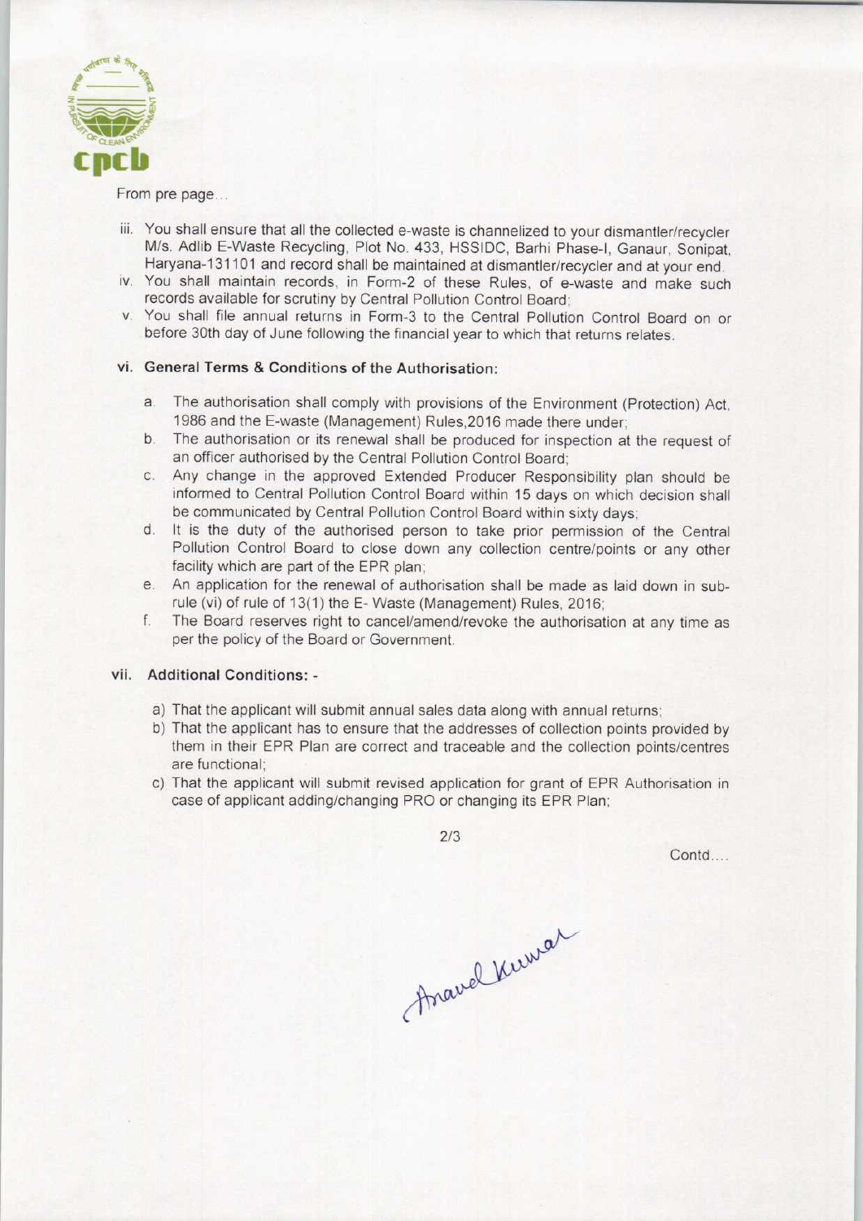From pre page...

iii. You shall ensure that all the collected e-waste is channelized to your dismantler/recycler M/s. Adlib E-Waste Recycling, Plot No. 433, HSSIDC, Barhi Phase-I, Ganaur, Sonipat, Haryana-131101 and record shall be maintained at dismantler/recycler and at your end.

iv. You shall maintain records, in Form-2 of these Rules, of e-waste and make such records available for scrutiny by Central Pollution Control Board;

v. You shall file annual returns in Form-3 to the Central Pollution Control Board on or before 30th day of June following the financial year to which that returns relates.

vi. **General Terms & Conditions of the Authorisation:**

a. The authorisation shall comply with provisions of the Environment (Protection) Act, 1986 and the E-waste (Management) Rules,2016 made there under;

b. The authorisation or its renewal shall be produced for inspection at the request of an officer authorised by the Central Pollution Control Board;

c. Any change in the approved Extended Producer Responsibility plan should be informed to Central Pollution Control Board within 15 days on which decision shall be communicated by Central Pollution Control Board within sixty days;

d. It is the duty of the authorised person to take prior permission of the Central Pollution Control Board to close down any collection centre/points or any other facility which are part of the EPR plan;

e. An application for the renewal of authorisation shall be made as laid down in sub-rule (vi) of rule of 13(1) the E- Waste (Management) Rules, 2016;

f. The Board reserves right to cancel/amend/revoke the authorisation at any time as per the policy of the Board or Government.

vii. **Additional Conditions: -**

a) That the applicant will submit annual sales data along with annual returns;

b) That the applicant has to ensure that the addresses of collection points provided by them in their EPR Plan are correct and traceable and the collection points/centres are functional;

c) That the applicant will submit revised application for grant of EPR Authorisation in case of applicant adding/changing PRO or changing its EPR Plan;

Contd....

Anand Kumar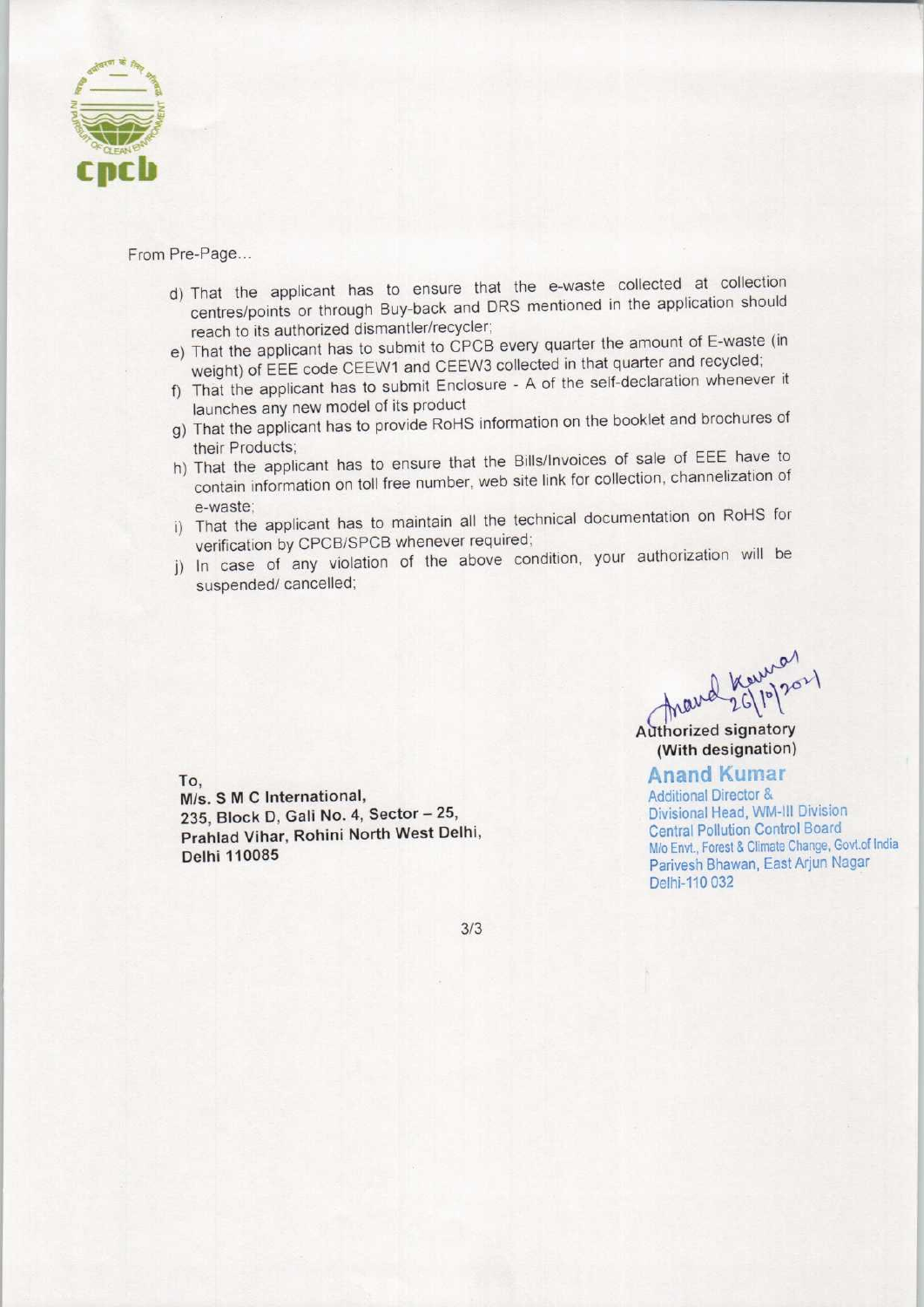From Pre-Page...

d) That the applicant has to ensure that the e-waste collected at collection centres/points or through Buy-back and DRS mentioned in the application should reach to its authorized dismantler/recycler;

e) That the applicant has to submit to CPCB every quarter the amount of E-waste (in weight) of EEE code CEEW1 and CEEW3 collected in that quarter and recycled;

f) That the applicant has to submit Enclosure - A of the self-declaration whenever it launches any new model of its product

g) That the applicant has to provide RoHS information on the booklet and brochures of their Products;

h) That the applicant has to ensure that the Bills/Invoices of sale of EEE have to contain information on toll free number, web site link for collection, channelization of e-waste;

i) That the applicant has to maintain all the technical documentation on RoHS for verification by CPCB/SPCB whenever required;

j) In case of any violation of the above condition, your authorization will be suspended/ cancelled;

Anand Kumar
26/10/2021

Authorized signatory
(With designation)

**Anand Kumar**
Additional Director &
Divisional Head, WM-III Division
Central Pollution Control Board
M/o Envt., Forest & Climate Change, Govt.of India
Parivesh Bhawan, East Arjun Nagar
Delhi-110 032

To,
**M/s. S M C International,**
**235, Block D, Gali No. 4, Sector – 25,**
**Prahlad Vihar, Rohini North West Delhi,**
**Delhi 110085**